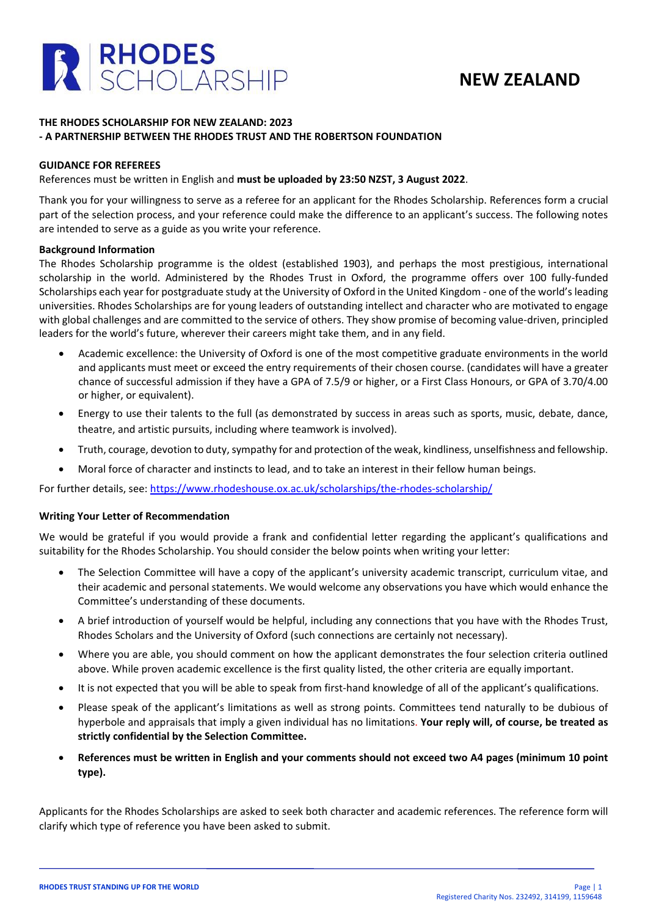# RHODES SCHOLARSHIP

# NEW ZEALAND

**THE RHODES SCHOLARSHIP FOR NEW ZEALAND: 2023**
**- A PARTNERSHIP BETWEEN THE RHODES TRUST AND THE ROBERTSON FOUNDATION**

## GUIDANCE FOR REFEREES

References must be written in English and **must be uploaded by 23:50 NZST, 3 August 2022**.

Thank you for your willingness to serve as a referee for an applicant for the Rhodes Scholarship. References form a crucial part of the selection process, and your reference could make the difference to an applicant's success. The following notes are intended to serve as a guide as you write your reference.

### Background Information

The Rhodes Scholarship programme is the oldest (established 1903), and perhaps the most prestigious, international scholarship in the world. Administered by the Rhodes Trust in Oxford, the programme offers over 100 fully-funded Scholarships each year for postgraduate study at the University of Oxford in the United Kingdom - one of the world's leading universities. Rhodes Scholarships are for young leaders of outstanding intellect and character who are motivated to engage with global challenges and are committed to the service of others. They show promise of becoming value-driven, principled leaders for the world's future, wherever their careers might take them, and in any field.

- Academic excellence: the University of Oxford is one of the most competitive graduate environments in the world and applicants must meet or exceed the entry requirements of their chosen course. (candidates will have a greater chance of successful admission if they have a GPA of 7.5/9 or higher, or a First Class Honours, or GPA of 3.70/4.00 or higher, or equivalent).
- Energy to use their talents to the full (as demonstrated by success in areas such as sports, music, debate, dance, theatre, and artistic pursuits, including where teamwork is involved).
- Truth, courage, devotion to duty, sympathy for and protection of the weak, kindliness, unselfishness and fellowship.
- Moral force of character and instincts to lead, and to take an interest in their fellow human beings.

For further details, see: https://www.rhodeshouse.ox.ac.uk/scholarships/the-rhodes-scholarship/

### Writing Your Letter of Recommendation

We would be grateful if you would provide a frank and confidential letter regarding the applicant's qualifications and suitability for the Rhodes Scholarship. You should consider the below points when writing your letter:

- The Selection Committee will have a copy of the applicant's university academic transcript, curriculum vitae, and their academic and personal statements. We would welcome any observations you have which would enhance the Committee's understanding of these documents.
- A brief introduction of yourself would be helpful, including any connections that you have with the Rhodes Trust, Rhodes Scholars and the University of Oxford (such connections are certainly not necessary).
- Where you are able, you should comment on how the applicant demonstrates the four selection criteria outlined above. While proven academic excellence is the first quality listed, the other criteria are equally important.
- It is not expected that you will be able to speak from first-hand knowledge of all of the applicant's qualifications.
- Please speak of the applicant's limitations as well as strong points. Committees tend naturally to be dubious of hyperbole and appraisals that imply a given individual has no limitations. **Your reply will, of course, be treated as strictly confidential by the Selection Committee.**
- **References must be written in English and your comments should not exceed two A4 pages (minimum 10 point type).**

Applicants for the Rhodes Scholarships are asked to seek both character and academic references. The reference form will clarify which type of reference you have been asked to submit.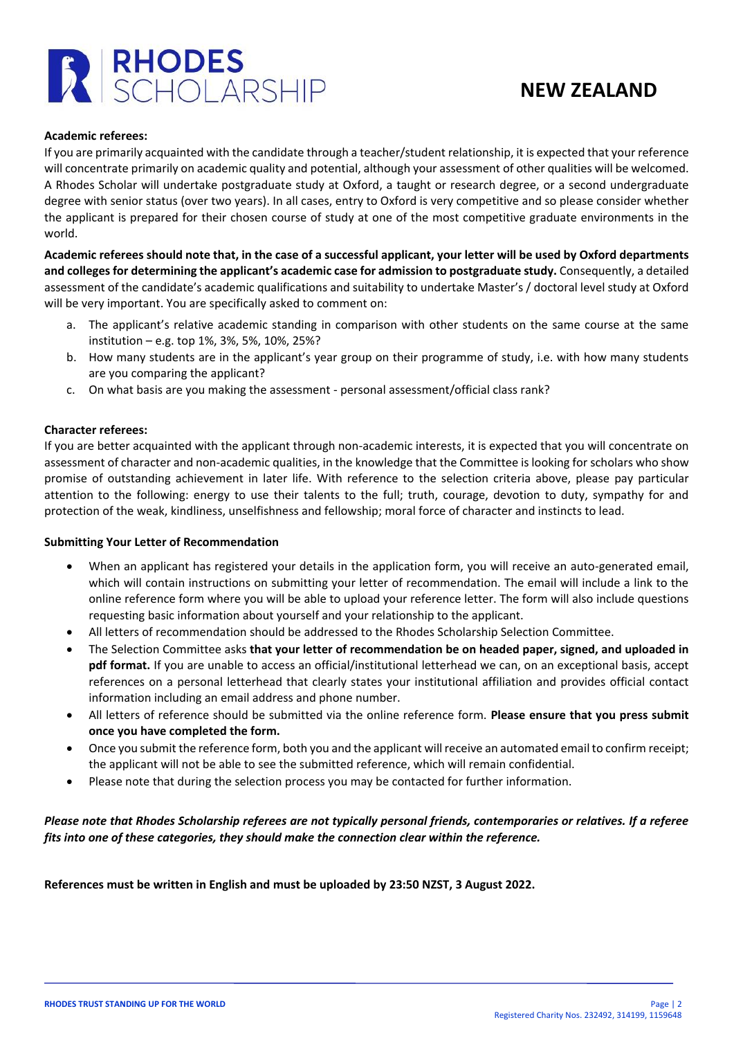**Academic referees:**

If you are primarily acquainted with the candidate through a teacher/student relationship, it is expected that your reference will concentrate primarily on academic quality and potential, although your assessment of other qualities will be welcomed. A Rhodes Scholar will undertake postgraduate study at Oxford, a taught or research degree, or a second undergraduate degree with senior status (over two years). In all cases, entry to Oxford is very competitive and so please consider whether the applicant is prepared for their chosen course of study at one of the most competitive graduate environments in the world.

**Academic referees should note that, in the case of a successful applicant, your letter will be used by Oxford departments and colleges for determining the applicant's academic case for admission to postgraduate study.** Consequently, a detailed assessment of the candidate's academic qualifications and suitability to undertake Master's / doctoral level study at Oxford will be very important. You are specifically asked to comment on:

a. The applicant's relative academic standing in comparison with other students on the same course at the same institution – e.g. top 1%, 3%, 5%, 10%, 25%?
b. How many students are in the applicant's year group on their programme of study, i.e. with how many students are you comparing the applicant?
c. On what basis are you making the assessment - personal assessment/official class rank?

**Character referees:**

If you are better acquainted with the applicant through non-academic interests, it is expected that you will concentrate on assessment of character and non-academic qualities, in the knowledge that the Committee is looking for scholars who show promise of outstanding achievement in later life. With reference to the selection criteria above, please pay particular attention to the following: energy to use their talents to the full; truth, courage, devotion to duty, sympathy for and protection of the weak, kindliness, unselfishness and fellowship; moral force of character and instincts to lead.

**Submitting Your Letter of Recommendation**

- When an applicant has registered your details in the application form, you will receive an auto-generated email, which will contain instructions on submitting your letter of recommendation. The email will include a link to the online reference form where you will be able to upload your reference letter. The form will also include questions requesting basic information about yourself and your relationship to the applicant.
- All letters of recommendation should be addressed to the Rhodes Scholarship Selection Committee.
- The Selection Committee asks **that your letter of recommendation be on headed paper, signed, and uploaded in pdf format.** If you are unable to access an official/institutional letterhead we can, on an exceptional basis, accept references on a personal letterhead that clearly states your institutional affiliation and provides official contact information including an email address and phone number.
- All letters of reference should be submitted via the online reference form. **Please ensure that you press submit once you have completed the form.**
- Once you submit the reference form, both you and the applicant will receive an automated email to confirm receipt; the applicant will not be able to see the submitted reference, which will remain confidential.
- Please note that during the selection process you may be contacted for further information.

***Please note that Rhodes Scholarship referees are not typically personal friends, contemporaries or relatives. If a referee fits into one of these categories, they should make the connection clear within the reference.***

**References must be written in English and must be uploaded by 23:50 NZST, 3 August 2022.**